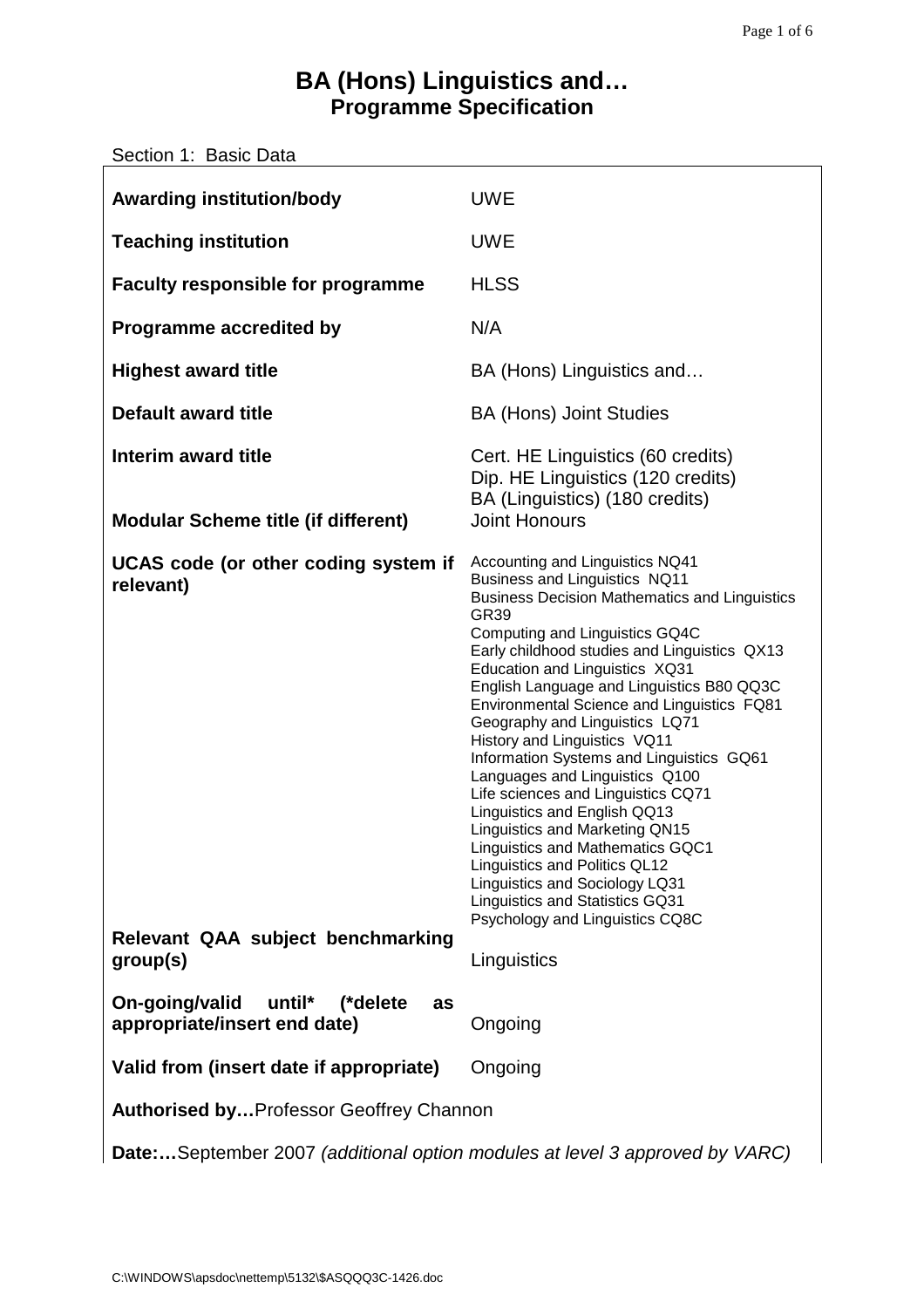# BA (Hons) Linguistics and…
## Programme Specification

Section 1: Basic Data

| | |
|---|---|
| **Awarding institution/body** | UWE |
| **Teaching institution** | UWE |
| **Faculty responsible for programme** | HLSS |
| **Programme accredited by** | N/A |
| **Highest award title** | BA (Hons) Linguistics and… |
| **Default award title** | BA (Hons) Joint Studies |
| **Interim award title** | Cert. HE Linguistics (60 credits)<br>Dip. HE Linguistics (120 credits)<br>BA (Linguistics) (180 credits) |
| **Modular Scheme title (if different)** | Joint Honours |
| **UCAS code (or other coding system if relevant)** | Accounting and Linguistics NQ41<br>Business and Linguistics NQ11<br>Business Decision Mathematics and Linguistics GR39<br>Computing and Linguistics GQ4C<br>Early childhood studies and Linguistics QX13<br>Education and Linguistics XQ31<br>English Language and Linguistics B80 QQ3C<br>Environmental Science and Linguistics FQ81<br>Geography and Linguistics LQ71<br>History and Linguistics VQ11<br>Information Systems and Linguistics GQ61<br>Languages and Linguistics Q100<br>Life sciences and Linguistics CQ71<br>Linguistics and English QQ13<br>Linguistics and Marketing QN15<br>Linguistics and Mathematics GQC1<br>Linguistics and Politics QL12<br>Linguistics and Sociology LQ31<br>Linguistics and Statistics GQ31<br>Psychology and Linguistics CQ8C |
| **Relevant QAA subject benchmarking group(s)** | Linguistics |
| **On-going/valid until* (*delete as appropriate/insert end date)** | Ongoing |
| **Valid from (insert date if appropriate)** | Ongoing |

**Authorised by…**Professor Geoffrey Channon

**Date:…**September 2007 *(additional option modules at level 3 approved by VARC)*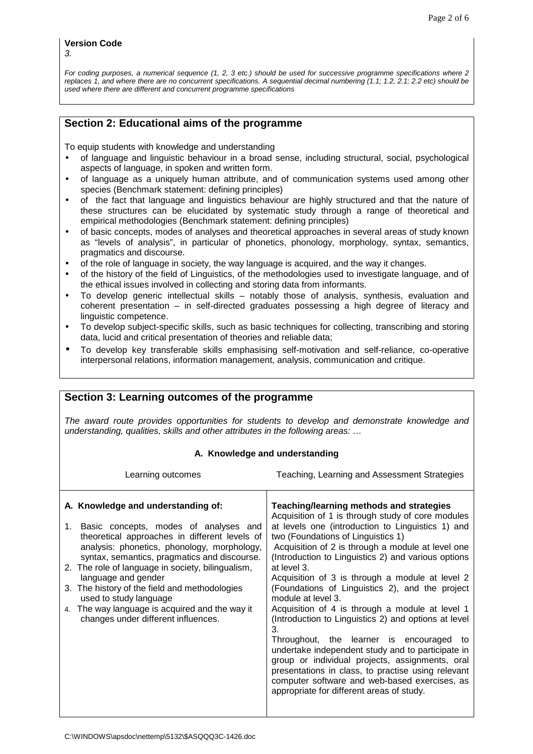**Version Code**

*3.*

*For coding purposes, a numerical sequence (1, 2, 3 etc.) should be used for successive programme specifications where 2 replaces 1, and where there are no concurrent specifications. A sequential decimal numbering (1.1; 1.2, 2.1; 2.2 etc) should be used where there are different and concurrent programme specifications*

## Section 2: Educational aims of the programme

To equip students with knowledge and understanding

- of language and linguistic behaviour in a broad sense, including structural, social, psychological aspects of language, in spoken and written form.
- of language as a uniquely human attribute, and of communication systems used among other species (Benchmark statement: defining principles)
- of the fact that language and linguistics behaviour are highly structured and that the nature of these structures can be elucidated by systematic study through a range of theoretical and empirical methodologies (Benchmark statement: defining principles)
- of basic concepts, modes of analyses and theoretical approaches in several areas of study known as "levels of analysis", in particular of phonetics, phonology, morphology, syntax, semantics, pragmatics and discourse.
- of the role of language in society, the way language is acquired, and the way it changes.
- of the history of the field of Linguistics, of the methodologies used to investigate language, and of the ethical issues involved in collecting and storing data from informants.
- To develop generic intellectual skills – notably those of analysis, synthesis, evaluation and coherent presentation – in self-directed graduates possessing a high degree of literacy and linguistic competence.
- To develop subject-specific skills, such as basic techniques for collecting, transcribing and storing data, lucid and critical presentation of theories and reliable data;
- To develop key transferable skills emphasising self-motivation and self-reliance, co-operative interpersonal relations, information management, analysis, communication and critique.

## Section 3: Learning outcomes of the programme

*The award route provides opportunities for students to develop and demonstrate knowledge and understanding, qualities, skills and other attributes in the following areas: …*

### A. Knowledge and understanding

| Learning outcomes | Teaching, Learning and Assessment Strategies |
|---|---|
| **A. Knowledge and understanding of:**<br><br>1. Basic concepts, modes of analyses and theoretical approaches in different levels of analysis: phonetics, phonology, morphology, syntax, semantics, pragmatics and discourse.<br>2. The role of language in society, bilingualism, language and gender<br>3. The history of the field and methodologies used to study language<br>4. The way language is acquired and the way it changes under different influences. | **Teaching/learning methods and strategies**<br>Acquisition of 1 is through study of core modules at levels one (introduction to Linguistics 1) and two (Foundations of Linguistics 1)<br>Acquisition of 2 is through a module at level one (Introduction to Linguistics 2) and various options at level 3.<br>Acquisition of 3 is through a module at level 2 (Foundations of Linguistics 2), and the project module at level 3.<br>Acquisition of 4 is through a module at level 1 (Introduction to Linguistics 2) and options at level 3.<br>Throughout, the learner is encouraged to undertake independent study and to participate in group or individual projects, assignments, oral presentations in class, to practise using relevant computer software and web-based exercises, as appropriate for different areas of study. |

C:\WINDOWS\apsdoc\nettemp\5132\$ASQQQ3C-1426.doc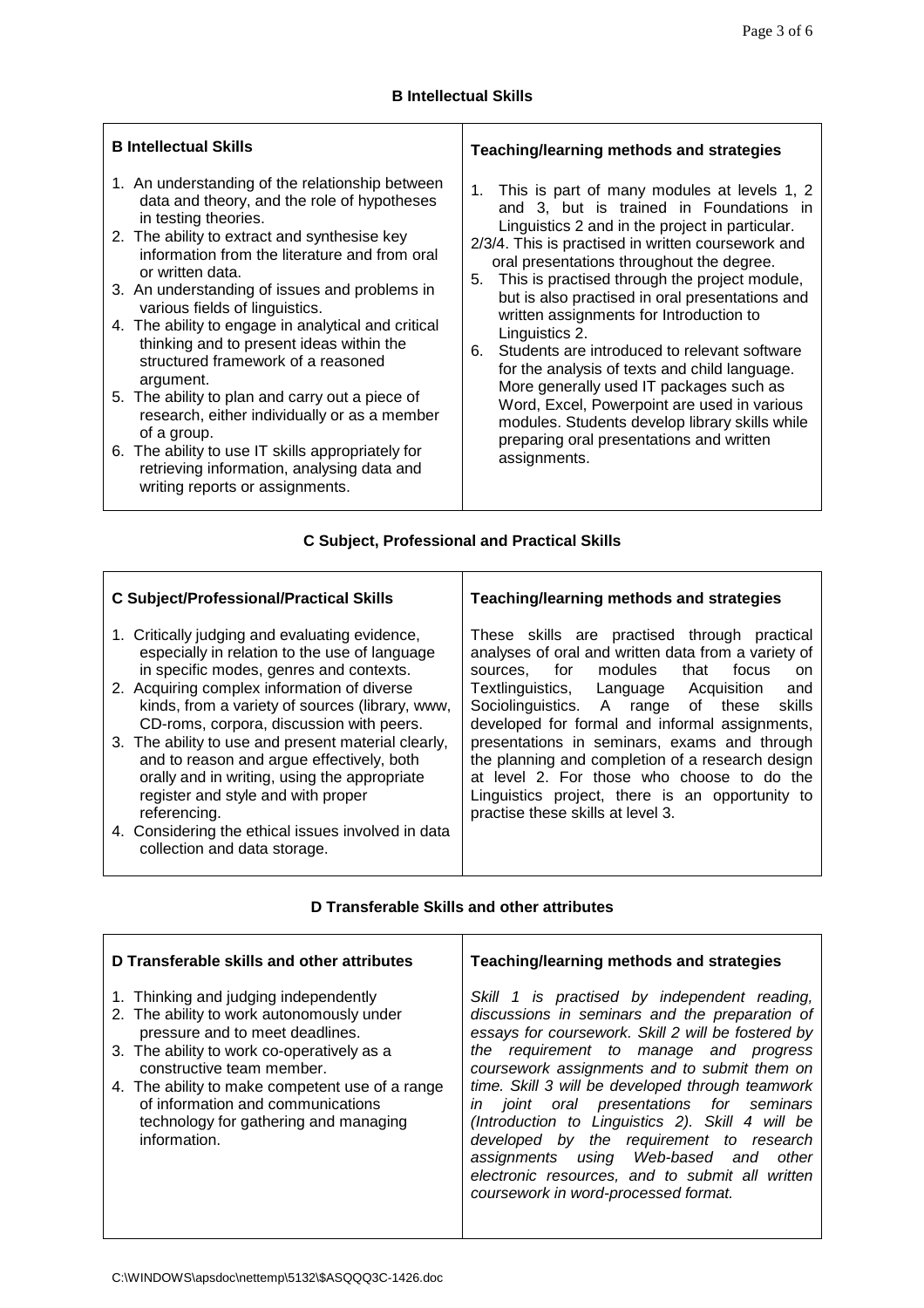### B Intellectual Skills

| B Intellectual Skills | Teaching/learning methods and strategies |
|---|---|
| 1. An understanding of the relationship between data and theory, and the role of hypotheses in testing theories.<br>2. The ability to extract and synthesise key information from the literature and from oral or written data.<br>3. An understanding of issues and problems in various fields of linguistics.<br>4. The ability to engage in analytical and critical thinking and to present ideas within the structured framework of a reasoned argument.<br>5. The ability to plan and carry out a piece of research, either individually or as a member of a group.<br>6. The ability to use IT skills appropriately for retrieving information, analysing data and writing reports or assignments. | 1. This is part of many modules at levels 1, 2 and 3, but is trained in Foundations in Linguistics 2 and in the project in particular.<br>2/3/4. This is practised in written coursework and oral presentations throughout the degree.<br>5. This is practised through the project module, but is also practised in oral presentations and written assignments for Introduction to Linguistics 2.<br>6. Students are introduced to relevant software for the analysis of texts and child language. More generally used IT packages such as Word, Excel, Powerpoint are used in various modules. Students develop library skills while preparing oral presentations and written assignments. |

### C Subject, Professional and Practical Skills

| C Subject/Professional/Practical Skills | Teaching/learning methods and strategies |
|---|---|
| 1. Critically judging and evaluating evidence, especially in relation to the use of language in specific modes, genres and contexts.<br>2. Acquiring complex information of diverse kinds, from a variety of sources (library, www, CD-roms, corpora, discussion with peers.<br>3. The ability to use and present material clearly, and to reason and argue effectively, both orally and in writing, using the appropriate register and style and with proper referencing.<br>4. Considering the ethical issues involved in data collection and data storage. | These skills are practised through practical analyses of oral and written data from a variety of sources, for modules that focus on Textlinguistics, Language Acquisition and Sociolinguistics. A range of these skills developed for formal and informal assignments, presentations in seminars, exams and through the planning and completion of a research design at level 2. For those who choose to do the Linguistics project, there is an opportunity to practise these skills at level 3. |

### D Transferable Skills and other attributes

| D Transferable skills and other attributes | Teaching/learning methods and strategies |
|---|---|
| 1. Thinking and judging independently<br>2. The ability to work autonomously under pressure and to meet deadlines.<br>3. The ability to work co-operatively as a constructive team member.<br>4. The ability to make competent use of a range of information and communications technology for gathering and managing information. | *Skill 1 is practised by independent reading, discussions in seminars and the preparation of essays for coursework. Skill 2 will be fostered by the requirement to manage and progress coursework assignments and to submit them on time. Skill 3 will be developed through teamwork in joint oral presentations for seminars (Introduction to Linguistics 2). Skill 4 will be developed by the requirement to research assignments using Web-based and other electronic resources, and to submit all written coursework in word-processed format.* |

C:\WINDOWS\apsdoc\nettemp\5132\$ASQQQ3C-1426.doc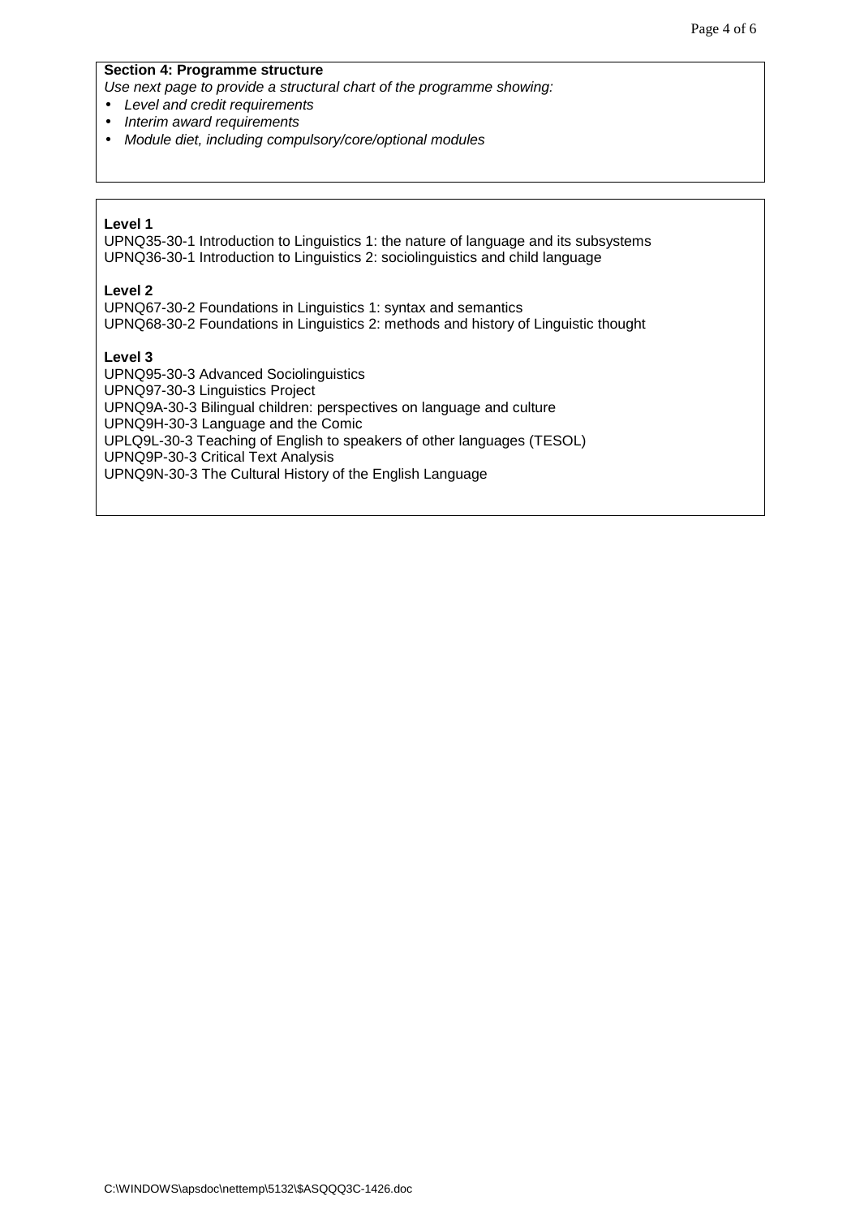**Section 4: Programme structure**

*Use next page to provide a structural chart of the programme showing:*

- *Level and credit requirements*
- *Interim award requirements*
- *Module diet, including compulsory/core/optional modules*

**Level 1**

UPNQ35-30-1 Introduction to Linguistics 1: the nature of language and its subsystems
UPNQ36-30-1 Introduction to Linguistics 2: sociolinguistics and child language

**Level 2**

UPNQ67-30-2 Foundations in Linguistics 1: syntax and semantics
UPNQ68-30-2 Foundations in Linguistics 2: methods and history of Linguistic thought

**Level 3**

UPNQ95-30-3 Advanced Sociolinguistics
UPNQ97-30-3 Linguistics Project
UPNQ9A-30-3 Bilingual children: perspectives on language and culture
UPNQ9H-30-3 Language and the Comic
UPLQ9L-30-3 Teaching of English to speakers of other languages (TESOL)
UPNQ9P-30-3 Critical Text Analysis
UPNQ9N-30-3 The Cultural History of the English Language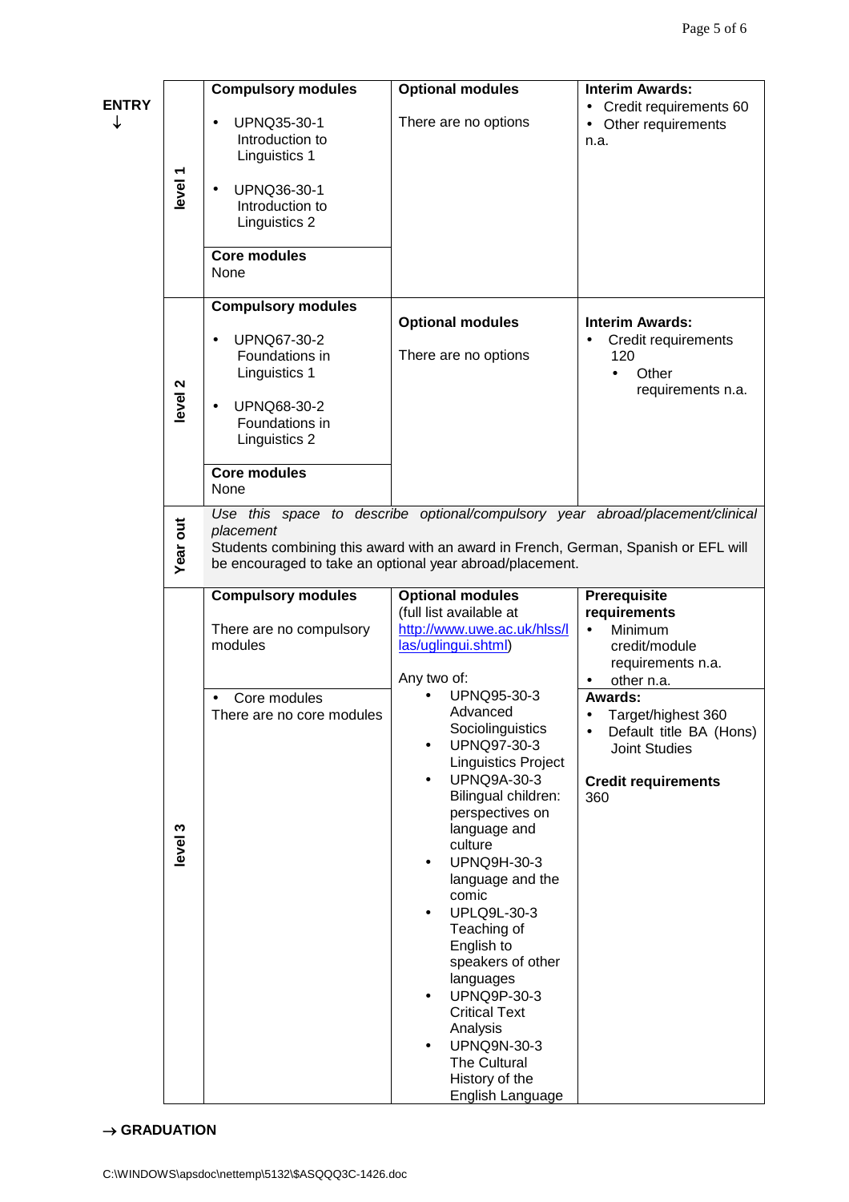**ENTRY** ↓

| | Compulsory modules | Optional modules | Interim Awards |
|---|---|---|---|
| **level 1** | **Compulsory modules**<br>• UPNQ35-30-1 Introduction to Linguistics 1<br>• UPNQ36-30-1 Introduction to Linguistics 2<br><br>**Core modules**<br>None | **Optional modules**<br>There are no options | **Interim Awards:**<br>• Credit requirements 60<br>• Other requirements n.a. |
| **level 2** | **Compulsory modules**<br>• UPNQ67-30-2 Foundations in Linguistics 1<br>• UPNQ68-30-2 Foundations in Linguistics 2<br><br>**Core modules**<br>None | **Optional modules**<br>There are no options | **Interim Awards:**<br>• Credit requirements 120<br>• Other requirements n.a. |
| **Year out** | *Use this space to describe optional/compulsory year abroad/placement/clinical placement*<br>Students combining this award with an award in French, German, Spanish or EFL will be encouraged to take an optional year abroad/placement. | | |
| **level 3** | **Compulsory modules**<br>There are no compulsory modules<br><br>• Core modules<br>There are no core modules | **Optional modules**<br>(full list available at http://www.uwe.ac.uk/hlss/llas/uglingui.shtml)<br><br>Any two of:<br>• UPNQ95-30-3 Advanced Sociolinguistics<br>• UPNQ97-30-3 Linguistics Project<br>• UPNQ9A-30-3 Bilingual children: perspectives on language and culture<br>• UPNQ9H-30-3 language and the comic<br>• UPLQ9L-30-3 Teaching of English to speakers of other languages<br>• UPNQ9P-30-3 Critical Text Analysis<br>• UPNQ9N-30-3 The Cultural History of the English Language | **Prerequisite requirements**<br>• Minimum credit/module requirements n.a.<br>• other n.a.<br><br>**Awards:**<br>• Target/highest 360<br>• Default title BA (Hons) Joint Studies<br><br>**Credit requirements**<br>360 |

→ **GRADUATION**

C:\WINDOWS\apsdoc\nettemp\5132\$ASQQQ3C-1426.doc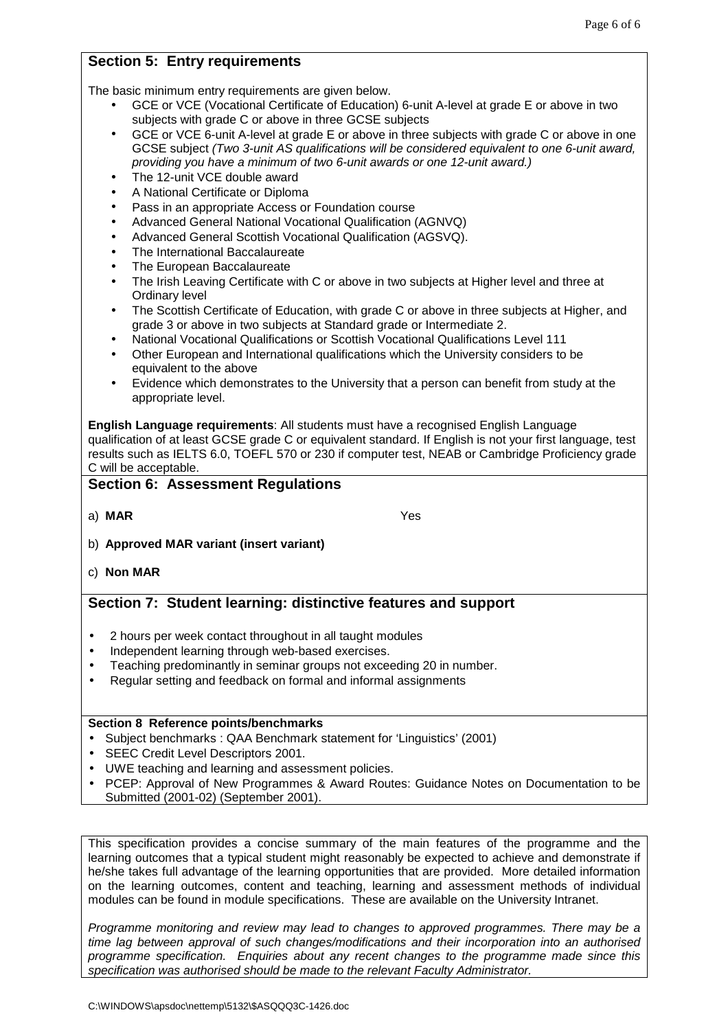## Section 5: Entry requirements

The basic minimum entry requirements are given below.

- GCE or VCE (Vocational Certificate of Education) 6-unit A-level at grade E or above in two subjects with grade C or above in three GCSE subjects
- GCE or VCE 6-unit A-level at grade E or above in three subjects with grade C or above in one GCSE subject *(Two 3-unit AS qualifications will be considered equivalent to one 6-unit award, providing you have a minimum of two 6-unit awards or one 12-unit award.)*
- The 12-unit VCE double award
- A National Certificate or Diploma
- Pass in an appropriate Access or Foundation course
- Advanced General National Vocational Qualification (AGNVQ)
- Advanced General Scottish Vocational Qualification (AGSVQ).
- The International Baccalaureate
- The European Baccalaureate
- The Irish Leaving Certificate with C or above in two subjects at Higher level and three at Ordinary level
- The Scottish Certificate of Education, with grade C or above in three subjects at Higher, and grade 3 or above in two subjects at Standard grade or Intermediate 2.
- National Vocational Qualifications or Scottish Vocational Qualifications Level 111
- Other European and International qualifications which the University considers to be equivalent to the above
- Evidence which demonstrates to the University that a person can benefit from study at the appropriate level.

**English Language requirements**: All students must have a recognised English Language qualification of at least GCSE grade C or equivalent standard. If English is not your first language, test results such as IELTS 6.0, TOEFL 570 or 230 if computer test, NEAB or Cambridge Proficiency grade C will be acceptable.

## Section 6: Assessment Regulations

a) **MAR** Yes

b) **Approved MAR variant (insert variant)**

c) **Non MAR**

## Section 7: Student learning: distinctive features and support

- 2 hours per week contact throughout in all taught modules
- Independent learning through web-based exercises.
- Teaching predominantly in seminar groups not exceeding 20 in number.
- Regular setting and feedback on formal and informal assignments

**Section 8 Reference points/benchmarks**

- Subject benchmarks : QAA Benchmark statement for 'Linguistics' (2001)
- SEEC Credit Level Descriptors 2001.
- UWE teaching and learning and assessment policies.
- PCEP: Approval of New Programmes & Award Routes: Guidance Notes on Documentation to be Submitted (2001-02) (September 2001).

This specification provides a concise summary of the main features of the programme and the learning outcomes that a typical student might reasonably be expected to achieve and demonstrate if he/she takes full advantage of the learning opportunities that are provided. More detailed information on the learning outcomes, content and teaching, learning and assessment methods of individual modules can be found in module specifications. These are available on the University Intranet.

*Programme monitoring and review may lead to changes to approved programmes. There may be a time lag between approval of such changes/modifications and their incorporation into an authorised programme specification. Enquiries about any recent changes to the programme made since this specification was authorised should be made to the relevant Faculty Administrator.*

C:\WINDOWS\apsdoc\nettemp\5132\$ASQQQ3C-1426.doc